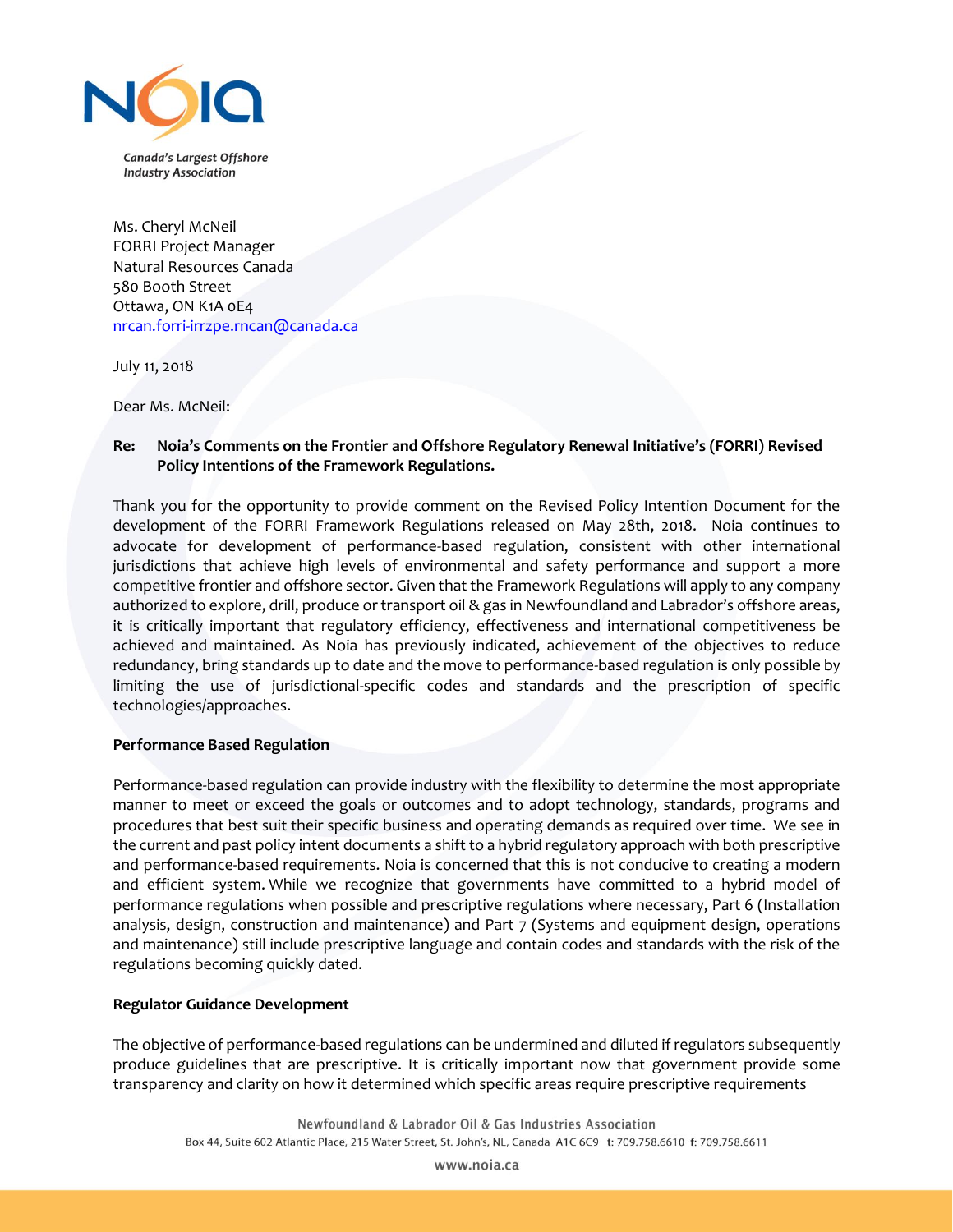Canada's Largest Offshore Industry Association

Ms. Cheryl McNeil
FORRI Project Manager
Natural Resources Canada
580 Booth Street
Ottawa, ON K1A 0E4
nrcan.forri-irrzpe.rncan@canada.ca

July 11, 2018

Dear Ms. McNeil:

**Re: Noia's Comments on the Frontier and Offshore Regulatory Renewal Initiative's (FORRI) Revised Policy Intentions of the Framework Regulations.**

Thank you for the opportunity to provide comment on the Revised Policy Intention Document for the development of the FORRI Framework Regulations released on May 28th, 2018. Noia continues to advocate for development of performance-based regulation, consistent with other international jurisdictions that achieve high levels of environmental and safety performance and support a more competitive frontier and offshore sector. Given that the Framework Regulations will apply to any company authorized to explore, drill, produce or transport oil & gas in Newfoundland and Labrador's offshore areas, it is critically important that regulatory efficiency, effectiveness and international competitiveness be achieved and maintained. As Noia has previously indicated, achievement of the objectives to reduce redundancy, bring standards up to date and the move to performance-based regulation is only possible by limiting the use of jurisdictional-specific codes and standards and the prescription of specific technologies/approaches.

**Performance Based Regulation**

Performance-based regulation can provide industry with the flexibility to determine the most appropriate manner to meet or exceed the goals or outcomes and to adopt technology, standards, programs and procedures that best suit their specific business and operating demands as required over time. We see in the current and past policy intent documents a shift to a hybrid regulatory approach with both prescriptive and performance-based requirements. Noia is concerned that this is not conducive to creating a modern and efficient system. While we recognize that governments have committed to a hybrid model of performance regulations when possible and prescriptive regulations where necessary, Part 6 (Installation analysis, design, construction and maintenance) and Part 7 (Systems and equipment design, operations and maintenance) still include prescriptive language and contain codes and standards with the risk of the regulations becoming quickly dated.

**Regulator Guidance Development**

The objective of performance-based regulations can be undermined and diluted if regulators subsequently produce guidelines that are prescriptive. It is critically important now that government provide some transparency and clarity on how it determined which specific areas require prescriptive requirements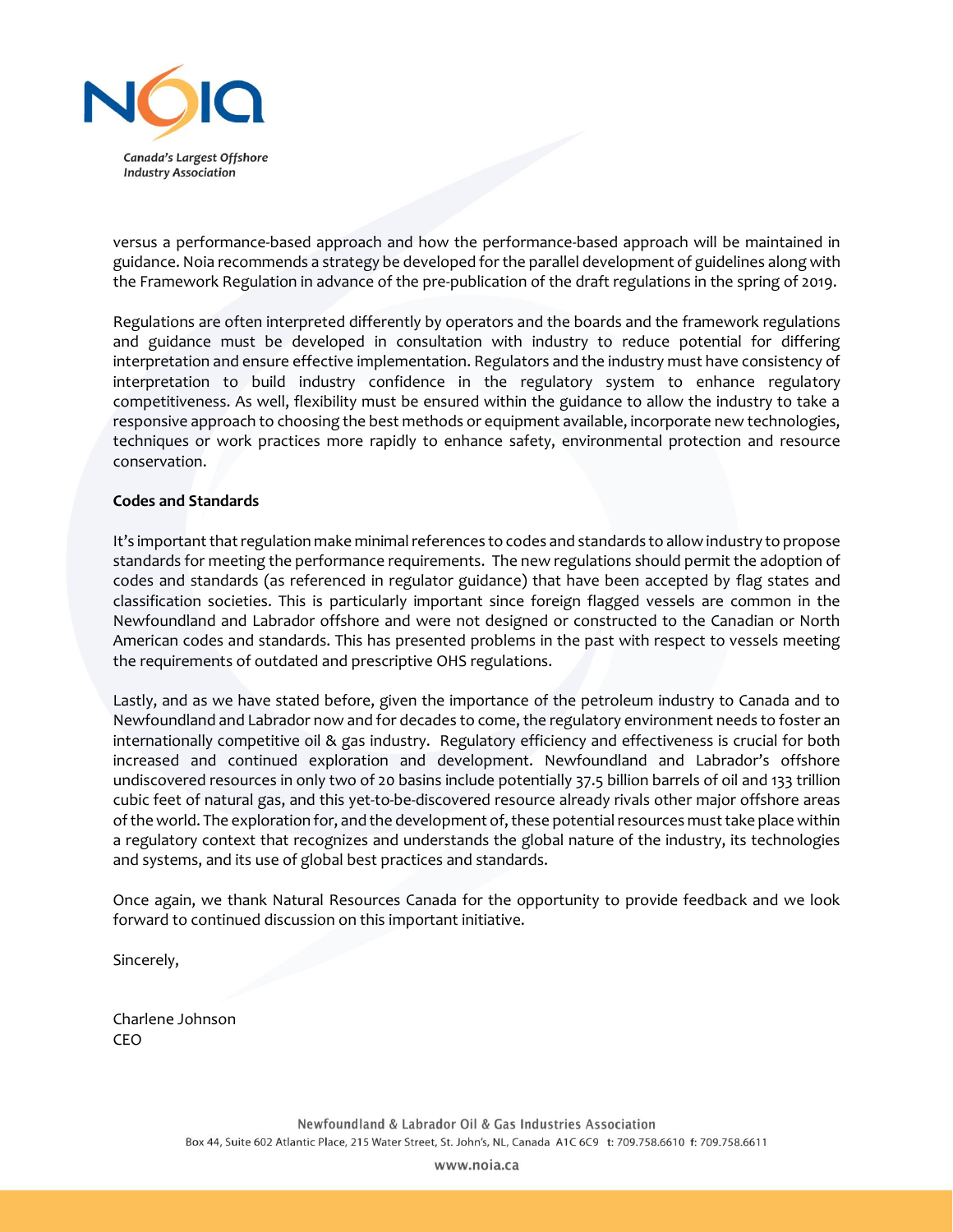versus a performance-based approach and how the performance-based approach will be maintained in guidance. Noia recommends a strategy be developed for the parallel development of guidelines along with the Framework Regulation in advance of the pre-publication of the draft regulations in the spring of 2019.

Regulations are often interpreted differently by operators and the boards and the framework regulations and guidance must be developed in consultation with industry to reduce potential for differing interpretation and ensure effective implementation. Regulators and the industry must have consistency of interpretation to build industry confidence in the regulatory system to enhance regulatory competitiveness. As well, flexibility must be ensured within the guidance to allow the industry to take a responsive approach to choosing the best methods or equipment available, incorporate new technologies, techniques or work practices more rapidly to enhance safety, environmental protection and resource conservation.

**Codes and Standards**

It's important that regulation make minimal references to codes and standards to allow industry to propose standards for meeting the performance requirements. The new regulations should permit the adoption of codes and standards (as referenced in regulator guidance) that have been accepted by flag states and classification societies. This is particularly important since foreign flagged vessels are common in the Newfoundland and Labrador offshore and were not designed or constructed to the Canadian or North American codes and standards. This has presented problems in the past with respect to vessels meeting the requirements of outdated and prescriptive OHS regulations.

Lastly, and as we have stated before, given the importance of the petroleum industry to Canada and to Newfoundland and Labrador now and for decades to come, the regulatory environment needs to foster an internationally competitive oil & gas industry. Regulatory efficiency and effectiveness is crucial for both increased and continued exploration and development. Newfoundland and Labrador's offshore undiscovered resources in only two of 20 basins include potentially 37.5 billion barrels of oil and 133 trillion cubic feet of natural gas, and this yet-to-be-discovered resource already rivals other major offshore areas of the world. The exploration for, and the development of, these potential resources must take place within a regulatory context that recognizes and understands the global nature of the industry, its technologies and systems, and its use of global best practices and standards.

Once again, we thank Natural Resources Canada for the opportunity to provide feedback and we look forward to continued discussion on this important initiative.

Sincerely,

Charlene Johnson
CEO